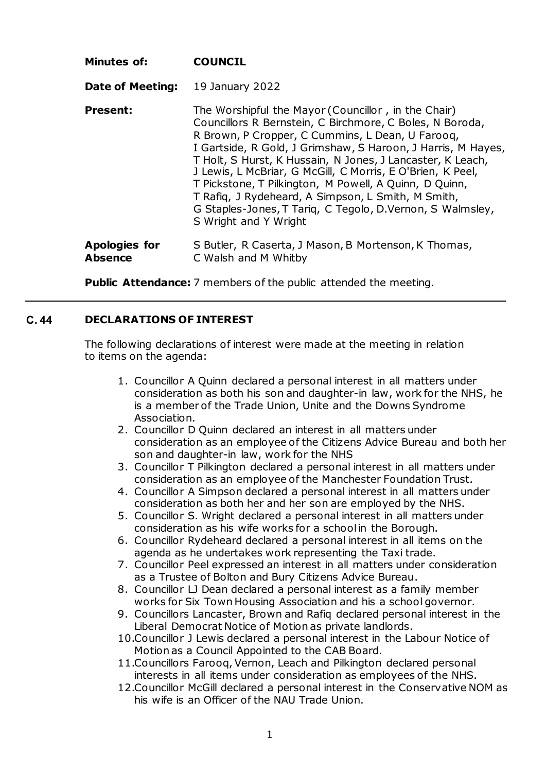**Minutes of:** **COUNCIL**

**Date of Meeting:** 19 January 2022

**Present:** The Worshipful the Mayor (Councillor , in the Chair) Councillors R Bernstein, C Birchmore, C Boles, N Boroda, R Brown, P Cropper, C Cummins, L Dean, U Farooq, I Gartside, R Gold, J Grimshaw, S Haroon, J Harris, M Hayes, T Holt, S Hurst, K Hussain, N Jones, J Lancaster, K Leach, J Lewis, L McBriar, G McGill, C Morris, E O'Brien, K Peel, T Pickstone, T Pilkington, M Powell, A Quinn, D Quinn, T Rafiq, J Rydeheard, A Simpson, L Smith, M Smith, G Staples-Jones, T Tariq, C Tegolo, D.Vernon, S Walmsley, S Wright and Y Wright

**Apologies for Absence** S Butler, R Caserta, J Mason, B Mortenson, K Thomas, C Walsh and M Whitby

**Public Attendance:** 7 members of the public attended the meeting.

---

## C.44 DECLARATIONS OF INTEREST

The following declarations of interest were made at the meeting in relation to items on the agenda:

1. Councillor A Quinn declared a personal interest in all matters under consideration as both his son and daughter-in law, work for the NHS, he is a member of the Trade Union, Unite and the Downs Syndrome Association.
2. Councillor D Quinn declared an interest in all matters under consideration as an employee of the Citizens Advice Bureau and both her son and daughter-in law, work for the NHS
3. Councillor T Pilkington declared a personal interest in all matters under consideration as an employee of the Manchester Foundation Trust.
4. Councillor A Simpson declared a personal interest in all matters under consideration as both her and her son are employed by the NHS.
5. Councillor S. Wright declared a personal interest in all matters under consideration as his wife works for a school in the Borough.
6. Councillor Rydeheard declared a personal interest in all items on the agenda as he undertakes work representing the Taxi trade.
7. Councillor Peel expressed an interest in all matters under consideration as a Trustee of Bolton and Bury Citizens Advice Bureau.
8. Councillor LJ Dean declared a personal interest as a family member works for Six Town Housing Association and his a school governor.
9. Councillors Lancaster, Brown and Rafiq declared personal interest in the Liberal Democrat Notice of Motion as private landlords.
10. Councillor J Lewis declared a personal interest in the Labour Notice of Motion as a Council Appointed to the CAB Board.
11. Councillors Farooq, Vernon, Leach and Pilkington declared personal interests in all items under consideration as employees of the NHS.
12. Councillor McGill declared a personal interest in the Conservative NOM as his wife is an Officer of the NAU Trade Union.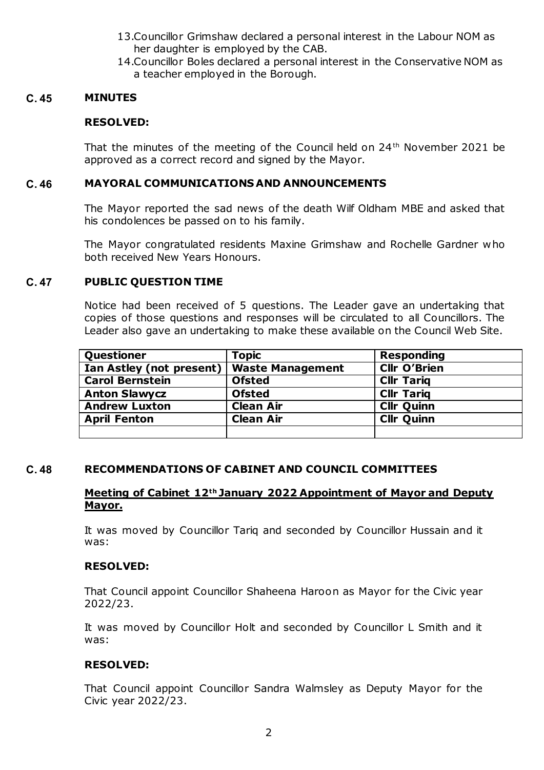13. Councillor Grimshaw declared a personal interest in the Labour NOM as her daughter is employed by the CAB.
14. Councillor Boles declared a personal interest in the Conservative NOM as a teacher employed in the Borough.

## C.45 MINUTES

**RESOLVED:**

That the minutes of the meeting of the Council held on 24th November 2021 be approved as a correct record and signed by the Mayor.

## C.46 MAYORAL COMMUNICATIONS AND ANNOUNCEMENTS

The Mayor reported the sad news of the death Wilf Oldham MBE and asked that his condolences be passed on to his family.

The Mayor congratulated residents Maxine Grimshaw and Rochelle Gardner who both received New Years Honours.

## C.47 PUBLIC QUESTION TIME

Notice had been received of 5 questions. The Leader gave an undertaking that copies of those questions and responses will be circulated to all Councillors. The Leader also gave an undertaking to make these available on the Council Web Site.

| Questioner | Topic | Responding |
|---|---|---|
| **Ian Astley (not present)** | **Waste Management** | **Cllr O'Brien** |
| **Carol Bernstein** | **Ofsted** | **Cllr Tariq** |
| **Anton Slawycz** | **Ofsted** | **Cllr Tariq** |
| **Andrew Luxton** | **Clean Air** | **Cllr Quinn** |
| **April Fenton** | **Clean Air** | **Cllr Quinn** |
| | | |

## C.48 RECOMMENDATIONS OF CABINET AND COUNCIL COMMITTEES

**Meeting of Cabinet 12th January 2022 Appointment of Mayor and Deputy Mayor.**

It was moved by Councillor Tariq and seconded by Councillor Hussain and it was:

**RESOLVED:**

That Council appoint Councillor Shaheena Haroon as Mayor for the Civic year 2022/23.

It was moved by Councillor Holt and seconded by Councillor L Smith and it was:

**RESOLVED:**

That Council appoint Councillor Sandra Walmsley as Deputy Mayor for the Civic year 2022/23.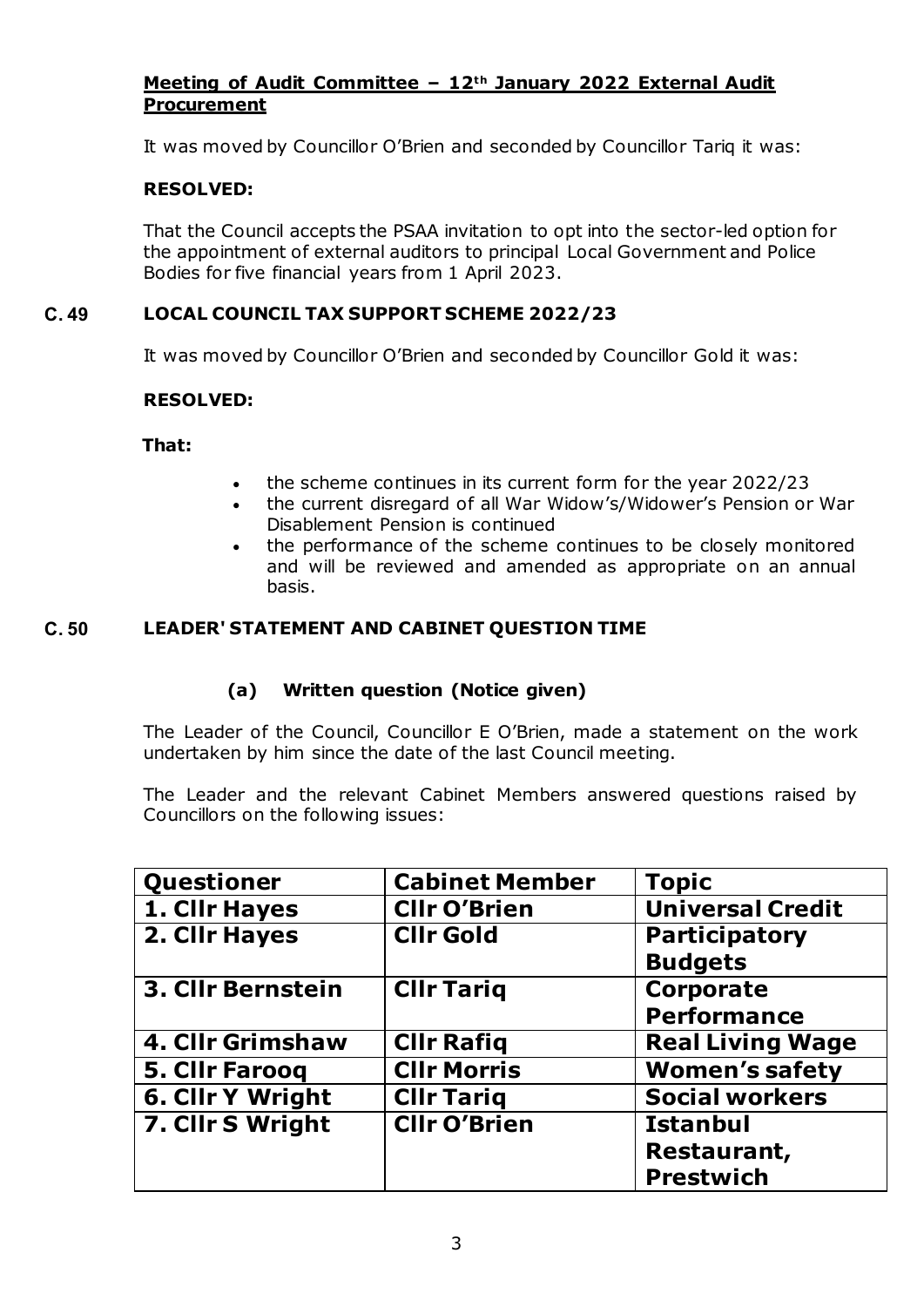**Meeting of Audit Committee – 12th January 2022 External Audit Procurement**

It was moved by Councillor O'Brien and seconded by Councillor Tariq it was:

**RESOLVED:**

That the Council accepts the PSAA invitation to opt into the sector-led option for the appointment of external auditors to principal Local Government and Police Bodies for five financial years from 1 April 2023.

## C.49 LOCAL COUNCIL TAX SUPPORT SCHEME 2022/23

It was moved by Councillor O'Brien and seconded by Councillor Gold it was:

**RESOLVED:**

**That:**

- the scheme continues in its current form for the year 2022/23
- the current disregard of all War Widow's/Widower's Pension or War Disablement Pension is continued
- the performance of the scheme continues to be closely monitored and will be reviewed and amended as appropriate on an annual basis.

## C.50 LEADER' STATEMENT AND CABINET QUESTION TIME

### (a) Written question (Notice given)

The Leader of the Council, Councillor E O'Brien, made a statement on the work undertaken by him since the date of the last Council meeting.

The Leader and the relevant Cabinet Members answered questions raised by Councillors on the following issues:

| Questioner | Cabinet Member | Topic |
|---|---|---|
| 1. Cllr Hayes | Cllr O'Brien | Universal Credit |
| 2. Cllr Hayes | Cllr Gold | Participatory Budgets |
| 3. Cllr Bernstein | Cllr Tariq | Corporate Performance |
| 4. Cllr Grimshaw | Cllr Rafiq | Real Living Wage |
| 5. Cllr Farooq | Cllr Morris | Women's safety |
| 6. Cllr Y Wright | Cllr Tariq | Social workers |
| 7. Cllr S Wright | Cllr O'Brien | Istanbul Restaurant, Prestwich |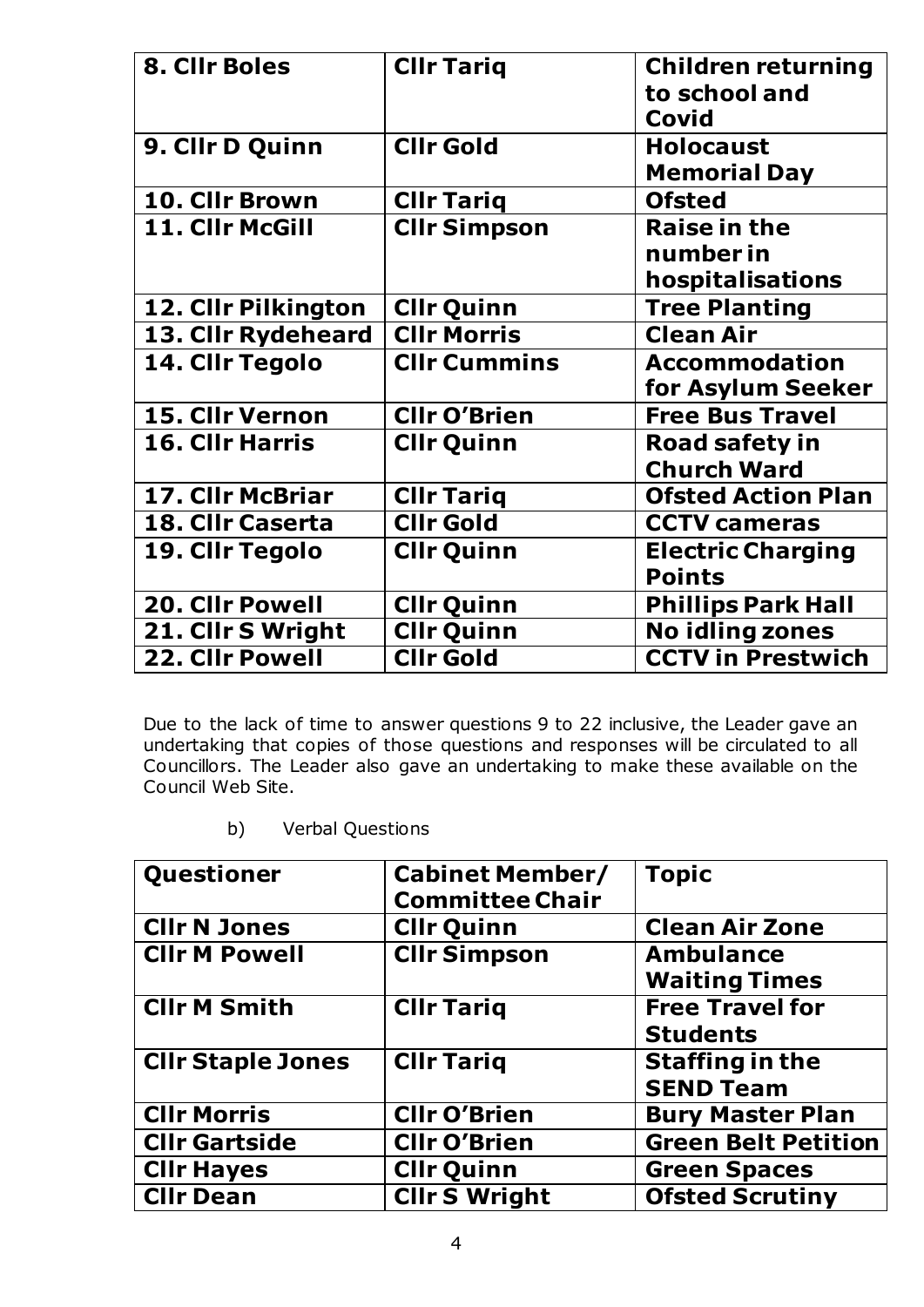| 8. Cllr Boles | Cllr Tariq | Children returning to school and Covid |
|---|---|---|
| 9. Cllr D Quinn | Cllr Gold | Holocaust Memorial Day |
| 10. Cllr Brown | Cllr Tariq | Ofsted |
| 11. Cllr McGill | Cllr Simpson | Raise in the number in hospitalisations |
| 12. Cllr Pilkington | Cllr Quinn | Tree Planting |
| 13. Cllr Rydeheard | Cllr Morris | Clean Air |
| 14. Cllr Tegolo | Cllr Cummins | Accommodation for Asylum Seeker |
| 15. Cllr Vernon | Cllr O'Brien | Free Bus Travel |
| 16. Cllr Harris | Cllr Quinn | Road safety in Church Ward |
| 17. Cllr McBriar | Cllr Tariq | Ofsted Action Plan |
| 18. Cllr Caserta | Cllr Gold | CCTV cameras |
| 19. Cllr Tegolo | Cllr Quinn | Electric Charging Points |
| 20. Cllr Powell | Cllr Quinn | Phillips Park Hall |
| 21. Cllr S Wright | Cllr Quinn | No idling zones |
| 22. Cllr Powell | Cllr Gold | CCTV in Prestwich |

Due to the lack of time to answer questions 9 to 22 inclusive, the Leader gave an undertaking that copies of those questions and responses will be circulated to all Councillors. The Leader also gave an undertaking to make these available on the Council Web Site.

b) Verbal Questions

| Questioner | Cabinet Member/ Committee Chair | Topic |
|---|---|---|
| Cllr N Jones | Cllr Quinn | Clean Air Zone |
| Cllr M Powell | Cllr Simpson | Ambulance Waiting Times |
| Cllr M Smith | Cllr Tariq | Free Travel for Students |
| Cllr Staple Jones | Cllr Tariq | Staffing in the SEND Team |
| Cllr Morris | Cllr O'Brien | Bury Master Plan |
| Cllr Gartside | Cllr O'Brien | Green Belt Petition |
| Cllr Hayes | Cllr Quinn | Green Spaces |
| Cllr Dean | Cllr S Wright | Ofsted Scrutiny |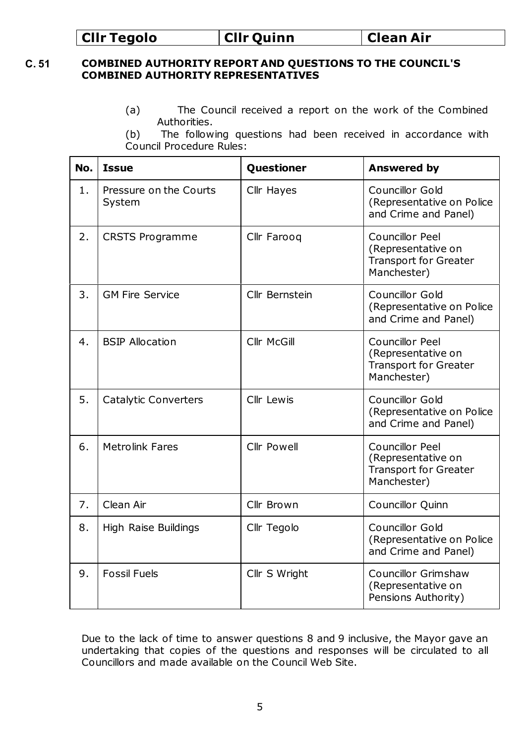| Cllr Tegolo | Cllr Quinn | Clean Air |
|---|---|---|

**C. 51 COMBINED AUTHORITY REPORT AND QUESTIONS TO THE COUNCIL'S COMBINED AUTHORITY REPRESENTATIVES**

(a) The Council received a report on the work of the Combined Authorities.

(b) The following questions had been received in accordance with Council Procedure Rules:

| No. | Issue | Questioner | Answered by |
|---|---|---|---|
| 1. | Pressure on the Courts System | Cllr Hayes | Councillor Gold (Representative on Police and Crime and Panel) |
| 2. | CRSTS Programme | Cllr Farooq | Councillor Peel (Representative on Transport for Greater Manchester) |
| 3. | GM Fire Service | Cllr Bernstein | Councillor Gold (Representative on Police and Crime and Panel) |
| 4. | BSIP Allocation | Cllr McGill | Councillor Peel (Representative on Transport for Greater Manchester) |
| 5. | Catalytic Converters | Cllr Lewis | Councillor Gold (Representative on Police and Crime and Panel) |
| 6. | Metrolink Fares | Cllr Powell | Councillor Peel (Representative on Transport for Greater Manchester) |
| 7. | Clean Air | Cllr Brown | Councillor Quinn |
| 8. | High Raise Buildings | Cllr Tegolo | Councillor Gold (Representative on Police and Crime and Panel) |
| 9. | Fossil Fuels | Cllr S Wright | Councillor Grimshaw (Representative on Pensions Authority) |

Due to the lack of time to answer questions 8 and 9 inclusive, the Mayor gave an undertaking that copies of the questions and responses will be circulated to all Councillors and made available on the Council Web Site.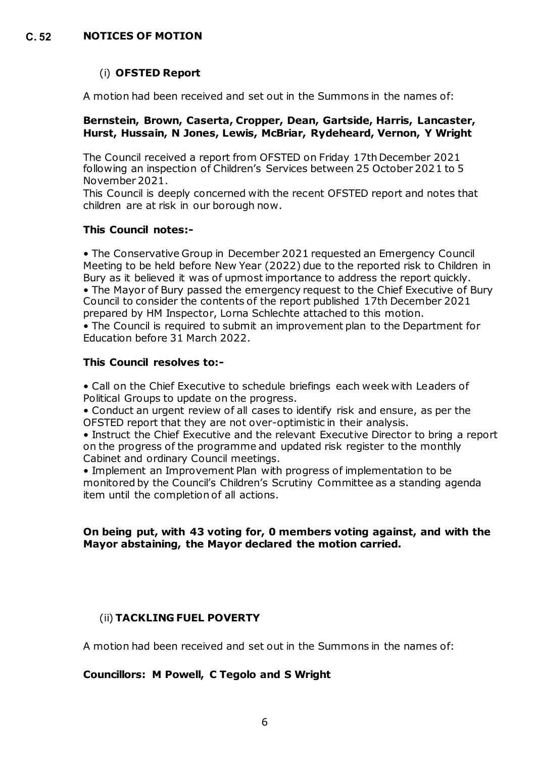## C. 52 NOTICES OF MOTION

### (i) OFSTED Report

A motion had been received and set out in the Summons in the names of:

**Bernstein, Brown, Caserta, Cropper, Dean, Gartside, Harris, Lancaster, Hurst, Hussain, N Jones, Lewis, McBriar, Rydeheard, Vernon, Y Wright**

The Council received a report from OFSTED on Friday 17th December 2021 following an inspection of Children's Services between 25 October 2021 to 5 November 2021.

This Council is deeply concerned with the recent OFSTED report and notes that children are at risk in our borough now.

**This Council notes:-**

- The Conservative Group in December 2021 requested an Emergency Council Meeting to be held before New Year (2022) due to the reported risk to Children in Bury as it believed it was of upmost importance to address the report quickly.
- The Mayor of Bury passed the emergency request to the Chief Executive of Bury Council to consider the contents of the report published 17th December 2021 prepared by HM Inspector, Lorna Schlechte attached to this motion.
- The Council is required to submit an improvement plan to the Department for Education before 31 March 2022.

**This Council resolves to:-**

- Call on the Chief Executive to schedule briefings each week with Leaders of Political Groups to update on the progress.
- Conduct an urgent review of all cases to identify risk and ensure, as per the OFSTED report that they are not over-optimistic in their analysis.
- Instruct the Chief Executive and the relevant Executive Director to bring a report on the progress of the programme and updated risk register to the monthly Cabinet and ordinary Council meetings.
- Implement an Improvement Plan with progress of implementation to be monitored by the Council's Children's Scrutiny Committee as a standing agenda item until the completion of all actions.

**On being put, with 43 voting for, 0 members voting against, and with the Mayor abstaining, the Mayor declared the motion carried.**

### (ii) TACKLING FUEL POVERTY

A motion had been received and set out in the Summons in the names of:

**Councillors: M Powell, C Tegolo and S Wright**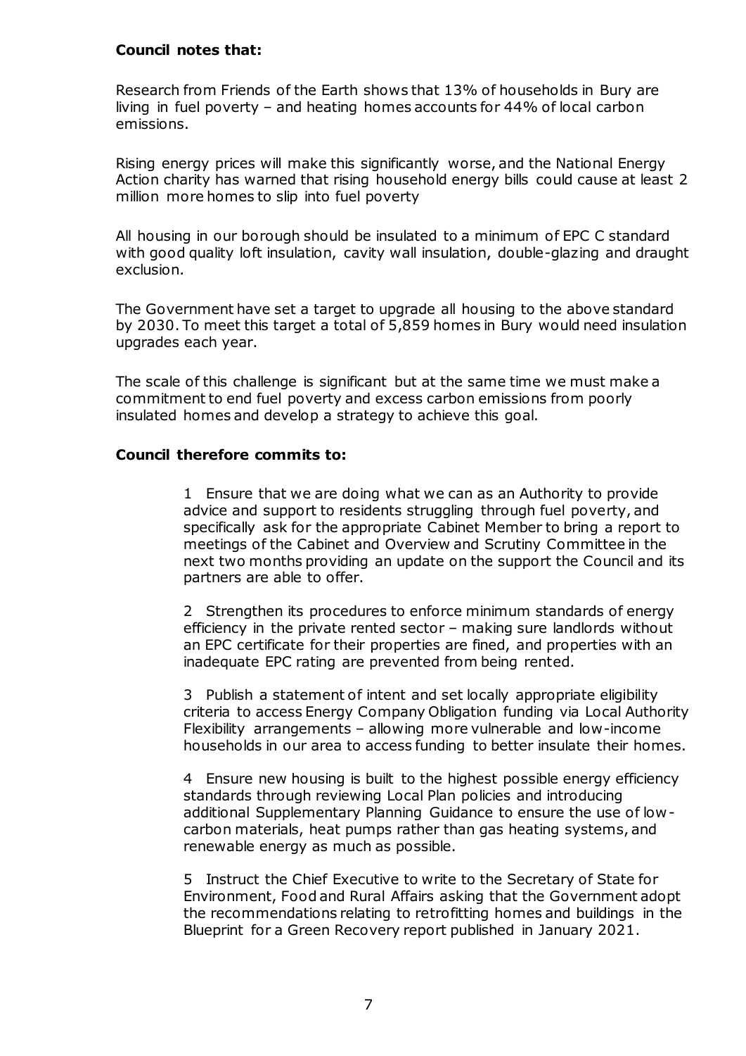**Council notes that:**

Research from Friends of the Earth shows that 13% of households in Bury are living in fuel poverty – and heating homes accounts for 44% of local carbon emissions.

Rising energy prices will make this significantly worse, and the National Energy Action charity has warned that rising household energy bills could cause at least 2 million more homes to slip into fuel poverty

All housing in our borough should be insulated to a minimum of EPC C standard with good quality loft insulation, cavity wall insulation, double-glazing and draught exclusion.

The Government have set a target to upgrade all housing to the above standard by 2030. To meet this target a total of 5,859 homes in Bury would need insulation upgrades each year.

The scale of this challenge is significant but at the same time we must make a commitment to end fuel poverty and excess carbon emissions from poorly insulated homes and develop a strategy to achieve this goal.

**Council therefore commits to:**

1 Ensure that we are doing what we can as an Authority to provide advice and support to residents struggling through fuel poverty, and specifically ask for the appropriate Cabinet Member to bring a report to meetings of the Cabinet and Overview and Scrutiny Committee in the next two months providing an update on the support the Council and its partners are able to offer.

2 Strengthen its procedures to enforce minimum standards of energy efficiency in the private rented sector – making sure landlords without an EPC certificate for their properties are fined, and properties with an inadequate EPC rating are prevented from being rented.

3 Publish a statement of intent and set locally appropriate eligibility criteria to access Energy Company Obligation funding via Local Authority Flexibility arrangements – allowing more vulnerable and low-income households in our area to access funding to better insulate their homes.

4 Ensure new housing is built to the highest possible energy efficiency standards through reviewing Local Plan policies and introducing additional Supplementary Planning Guidance to ensure the use of low-carbon materials, heat pumps rather than gas heating systems, and renewable energy as much as possible.

5 Instruct the Chief Executive to write to the Secretary of State for Environment, Food and Rural Affairs asking that the Government adopt the recommendations relating to retrofitting homes and buildings in the Blueprint for a Green Recovery report published in January 2021.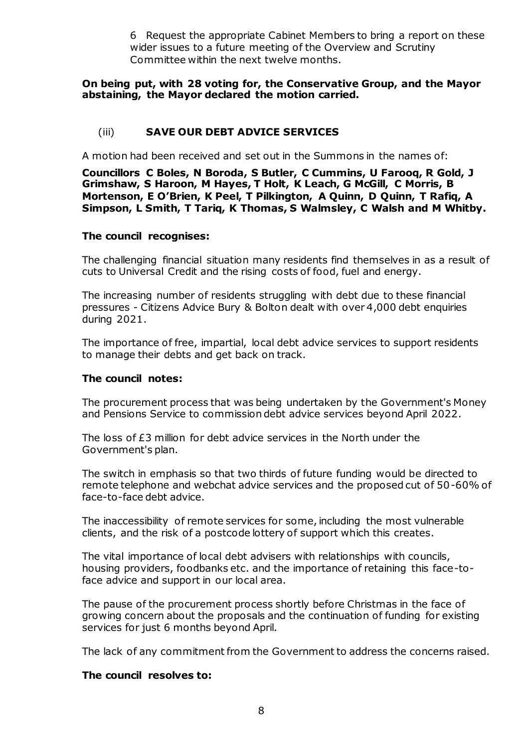6 Request the appropriate Cabinet Members to bring a report on these wider issues to a future meeting of the Overview and Scrutiny Committee within the next twelve months.

**On being put, with 28 voting for, the Conservative Group, and the Mayor abstaining, the Mayor declared the motion carried.**

### (iii) SAVE OUR DEBT ADVICE SERVICES

A motion had been received and set out in the Summons in the names of:

**Councillors C Boles, N Boroda, S Butler, C Cummins, U Farooq, R Gold, J Grimshaw, S Haroon, M Hayes, T Holt, K Leach, G McGill, C Morris, B Mortenson, E O'Brien, K Peel, T Pilkington, A Quinn, D Quinn, T Rafiq, A Simpson, L Smith, T Tariq, K Thomas, S Walmsley, C Walsh and M Whitby.**

**The council recognises:**

The challenging financial situation many residents find themselves in as a result of cuts to Universal Credit and the rising costs of food, fuel and energy.

The increasing number of residents struggling with debt due to these financial pressures - Citizens Advice Bury & Bolton dealt with over 4,000 debt enquiries during 2021.

The importance of free, impartial, local debt advice services to support residents to manage their debts and get back on track.

**The council notes:**

The procurement process that was being undertaken by the Government's Money and Pensions Service to commission debt advice services beyond April 2022.

The loss of £3 million for debt advice services in the North under the Government's plan.

The switch in emphasis so that two thirds of future funding would be directed to remote telephone and webchat advice services and the proposed cut of 50-60% of face-to-face debt advice.

The inaccessibility of remote services for some, including the most vulnerable clients, and the risk of a postcode lottery of support which this creates.

The vital importance of local debt advisers with relationships with councils, housing providers, foodbanks etc. and the importance of retaining this face-to-face advice and support in our local area.

The pause of the procurement process shortly before Christmas in the face of growing concern about the proposals and the continuation of funding for existing services for just 6 months beyond April.

The lack of any commitment from the Government to address the concerns raised.

**The council resolves to:**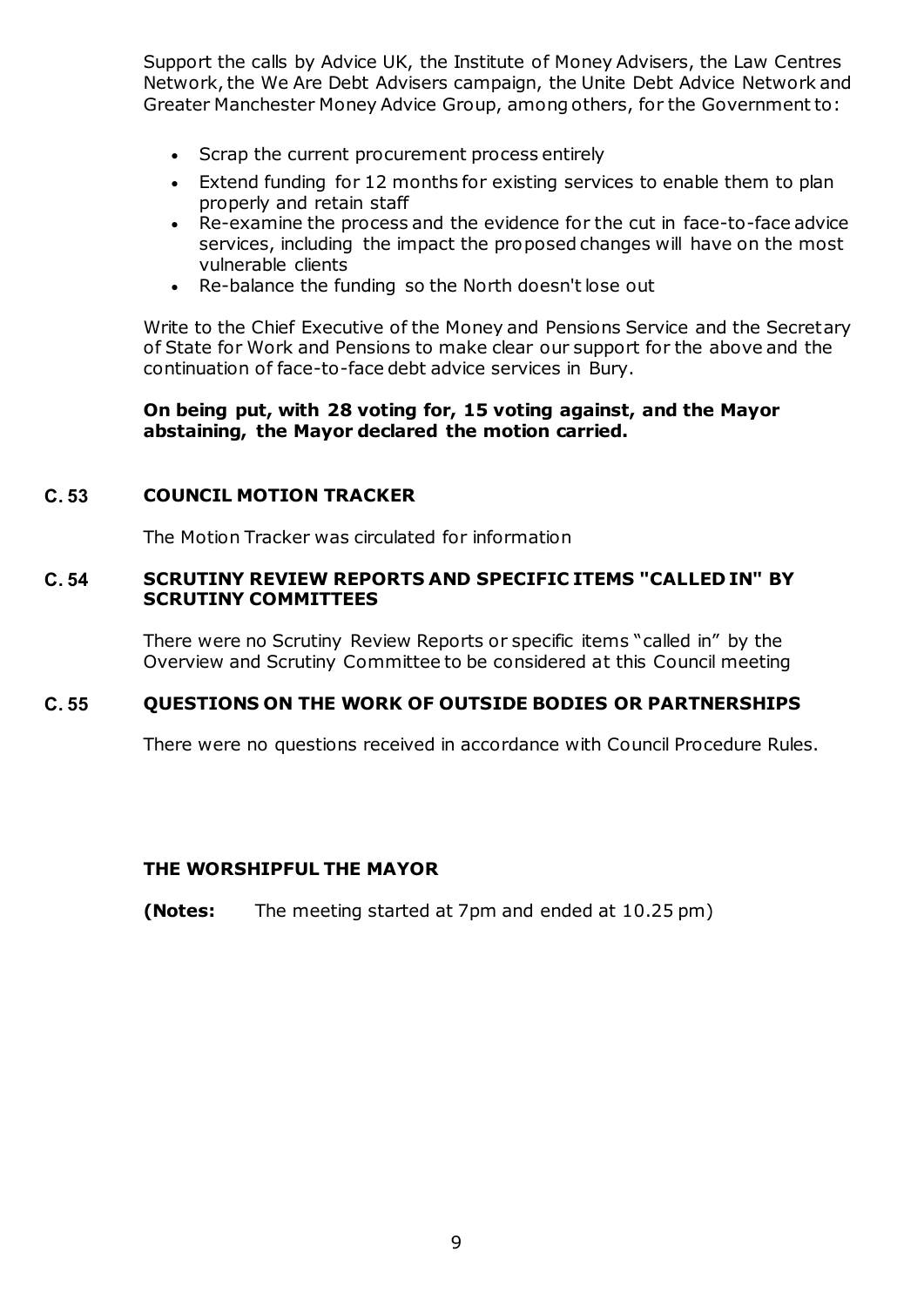Support the calls by Advice UK, the Institute of Money Advisers, the Law Centres Network, the We Are Debt Advisers campaign, the Unite Debt Advice Network and Greater Manchester Money Advice Group, among others, for the Government to:

- Scrap the current procurement process entirely
- Extend funding for 12 months for existing services to enable them to plan properly and retain staff
- Re-examine the process and the evidence for the cut in face-to-face advice services, including the impact the proposed changes will have on the most vulnerable clients
- Re-balance the funding so the North doesn't lose out

Write to the Chief Executive of the Money and Pensions Service and the Secretary of State for Work and Pensions to make clear our support for the above and the continuation of face-to-face debt advice services in Bury.

**On being put, with 28 voting for, 15 voting against, and the Mayor abstaining, the Mayor declared the motion carried.**

## C. 53 COUNCIL MOTION TRACKER

The Motion Tracker was circulated for information

## C. 54 SCRUTINY REVIEW REPORTS AND SPECIFIC ITEMS "CALLED IN" BY SCRUTINY COMMITTEES

There were no Scrutiny Review Reports or specific items "called in" by the Overview and Scrutiny Committee to be considered at this Council meeting

## C. 55 QUESTIONS ON THE WORK OF OUTSIDE BODIES OR PARTNERSHIPS

There were no questions received in accordance with Council Procedure Rules.

**THE WORSHIPFUL THE MAYOR**

**(Notes:** The meeting started at 7pm and ended at 10.25 pm)